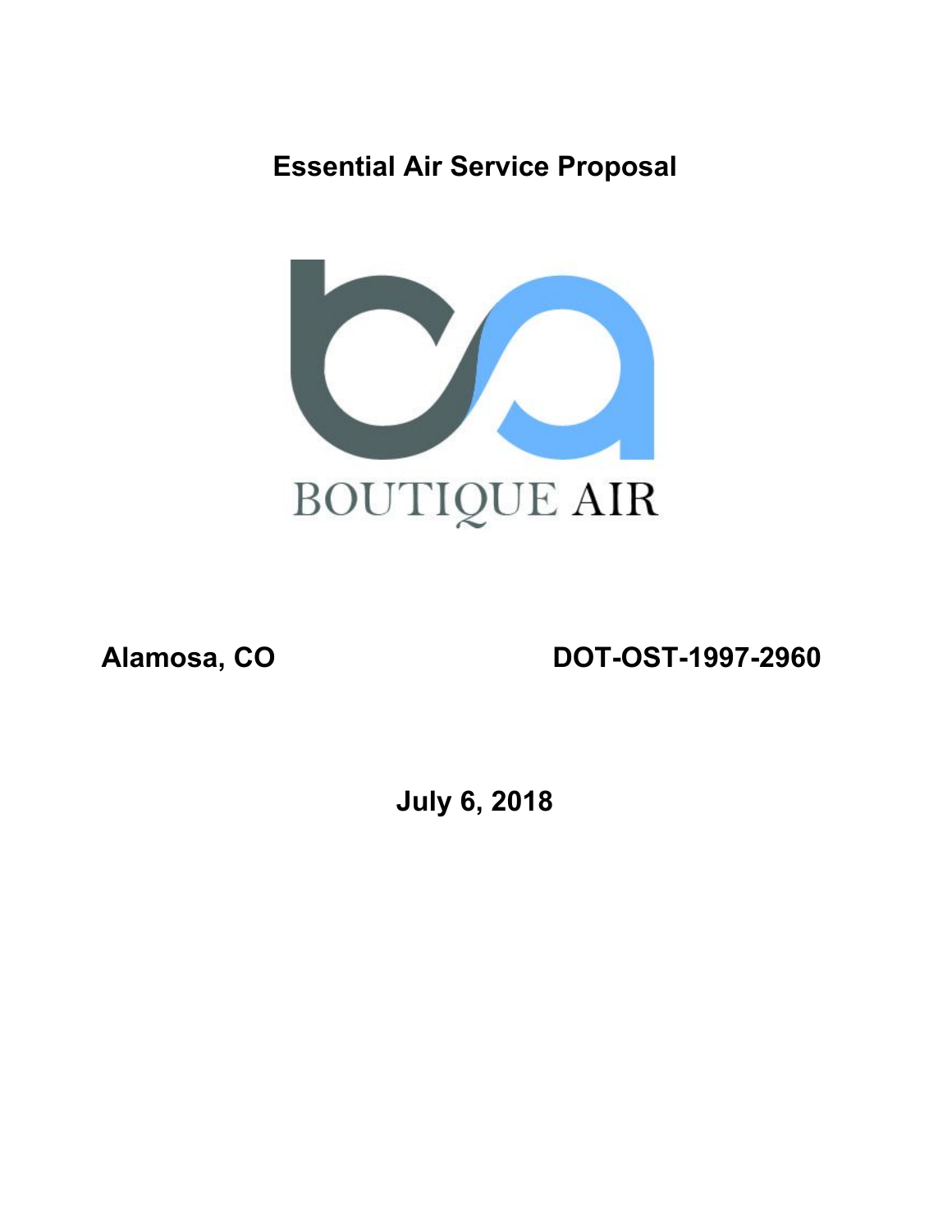# Essential Air Service Proposal

BOUTIQUE AIR

**Alamosa, CO** **DOT-OST-1997-2960**

**July 6, 2018**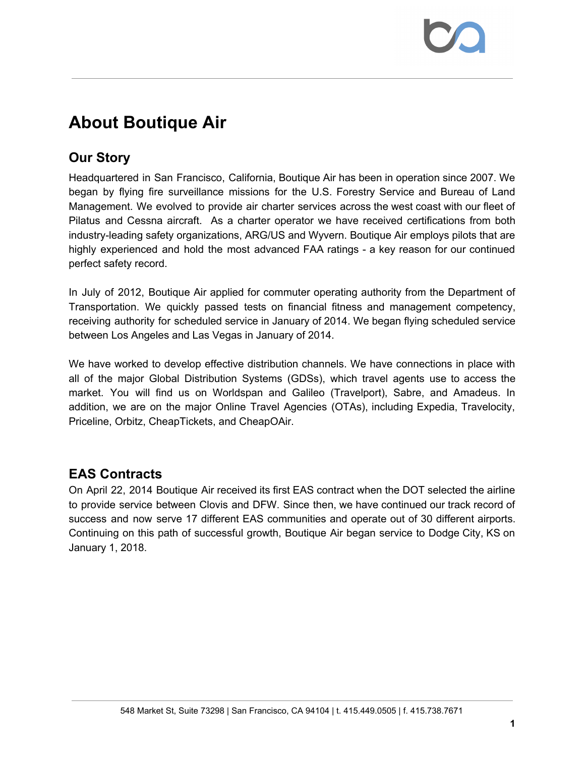# About Boutique Air

## Our Story

Headquartered in San Francisco, California, Boutique Air has been in operation since 2007. We began by flying fire surveillance missions for the U.S. Forestry Service and Bureau of Land Management. We evolved to provide air charter services across the west coast with our fleet of Pilatus and Cessna aircraft. As a charter operator we have received certifications from both industry-leading safety organizations, ARG/US and Wyvern. Boutique Air employs pilots that are highly experienced and hold the most advanced FAA ratings - a key reason for our continued perfect safety record.

In July of 2012, Boutique Air applied for commuter operating authority from the Department of Transportation. We quickly passed tests on financial fitness and management competency, receiving authority for scheduled service in January of 2014. We began flying scheduled service between Los Angeles and Las Vegas in January of 2014.

We have worked to develop effective distribution channels. We have connections in place with all of the major Global Distribution Systems (GDSs), which travel agents use to access the market. You will find us on Worldspan and Galileo (Travelport), Sabre, and Amadeus. In addition, we are on the major Online Travel Agencies (OTAs), including Expedia, Travelocity, Priceline, Orbitz, CheapTickets, and CheapOAir.

## EAS Contracts

On April 22, 2014 Boutique Air received its first EAS contract when the DOT selected the airline to provide service between Clovis and DFW. Since then, we have continued our track record of success and now serve 17 different EAS communities and operate out of 30 different airports. Continuing on this path of successful growth, Boutique Air began service to Dodge City, KS on January 1, 2018.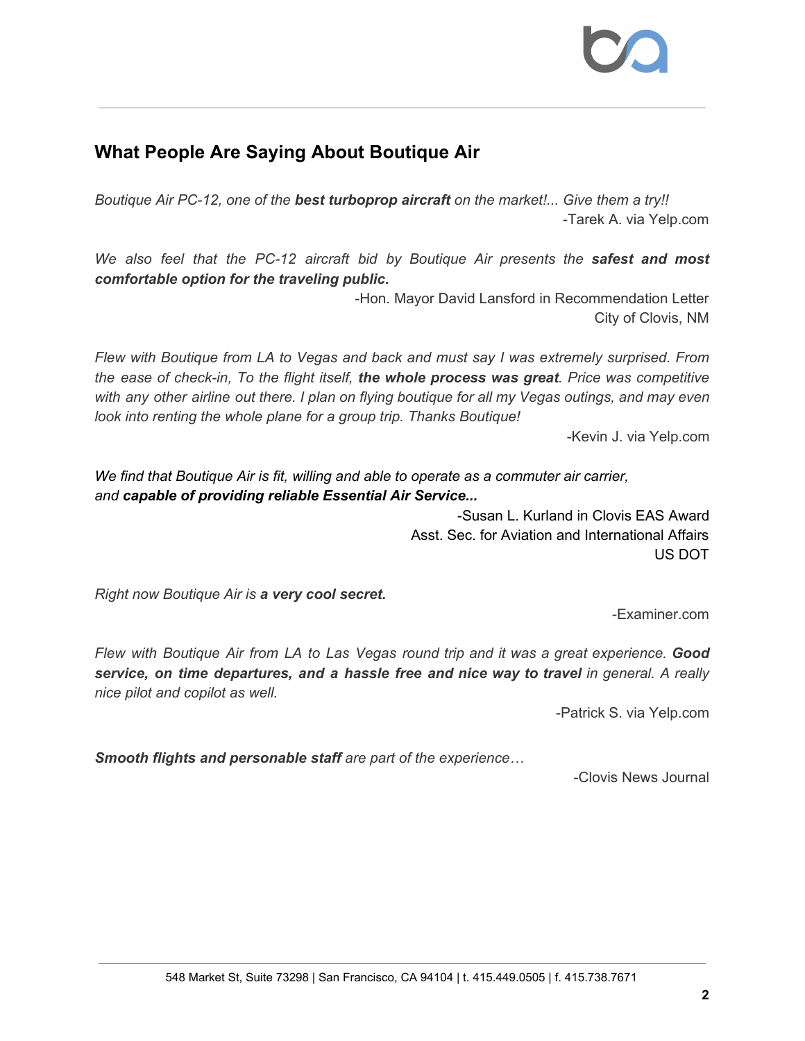## What People Are Saying About Boutique Air

*Boutique Air PC-12, one of the **best turboprop aircraft** on the market!... Give them a try!!*

-Tarek A. via Yelp.com

*We also feel that the PC-12 aircraft bid by Boutique Air presents the **safest and most comfortable option for the traveling public.***

-Hon. Mayor David Lansford in Recommendation Letter
City of Clovis, NM

*Flew with Boutique from LA to Vegas and back and must say I was extremely surprised. From the ease of check-in, To the flight itself, **the whole process was great**. Price was competitive with any other airline out there. I plan on flying boutique for all my Vegas outings, and may even look into renting the whole plane for a group trip. Thanks Boutique!*

-Kevin J. via Yelp.com

*We find that Boutique Air is fit, willing and able to operate as a commuter air carrier, and **capable of providing reliable Essential Air Service...***

-Susan L. Kurland in Clovis EAS Award
Asst. Sec. for Aviation and International Affairs
US DOT

*Right now Boutique Air is **a very cool secret.***

-Examiner.com

*Flew with Boutique Air from LA to Las Vegas round trip and it was a great experience. **Good service, on time departures, and a hassle free and nice way to travel** in general. A really nice pilot and copilot as well.*

-Patrick S. via Yelp.com

***Smooth flights and personable staff** are part of the experience…*

-Clovis News Journal

548 Market St, Suite 73298 | San Francisco, CA 94104 | t. 415.449.0505 | f. 415.738.7671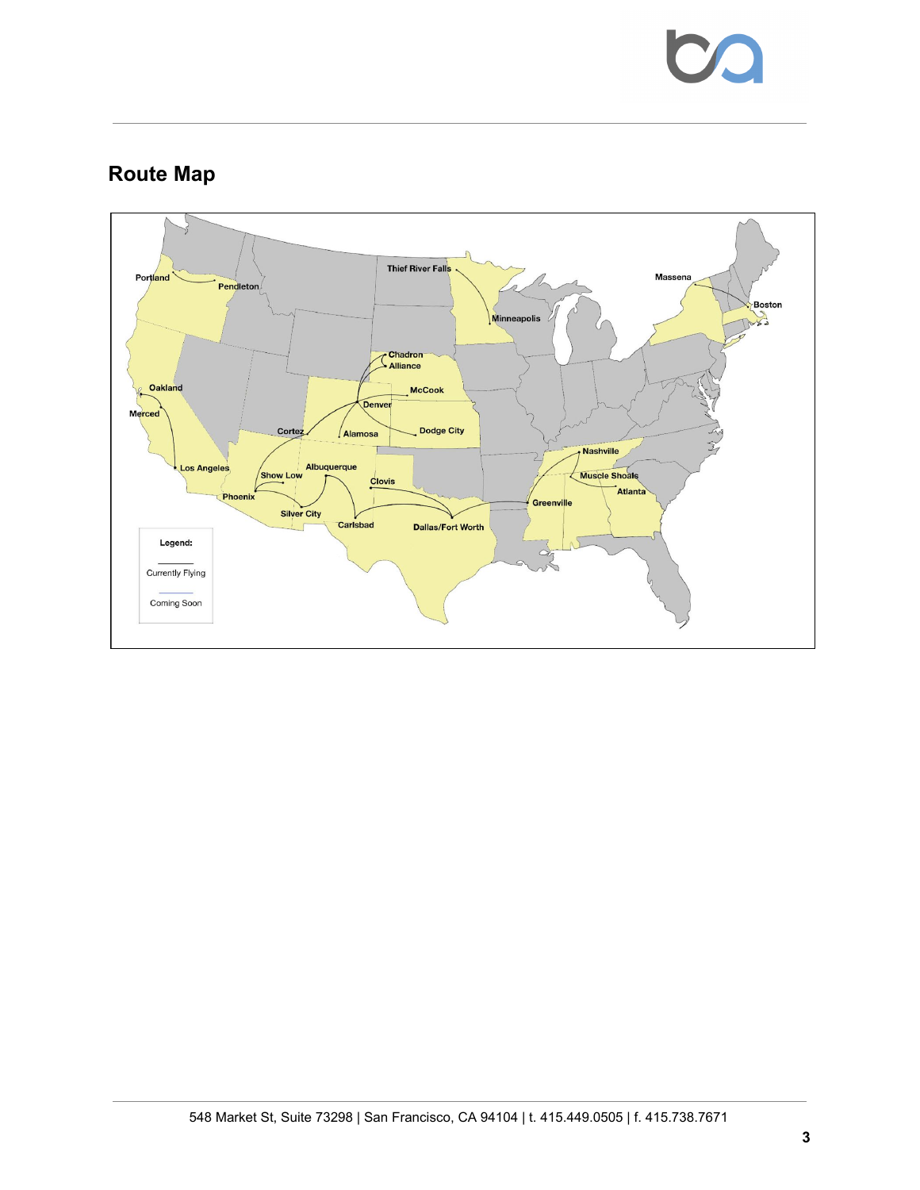## Route Map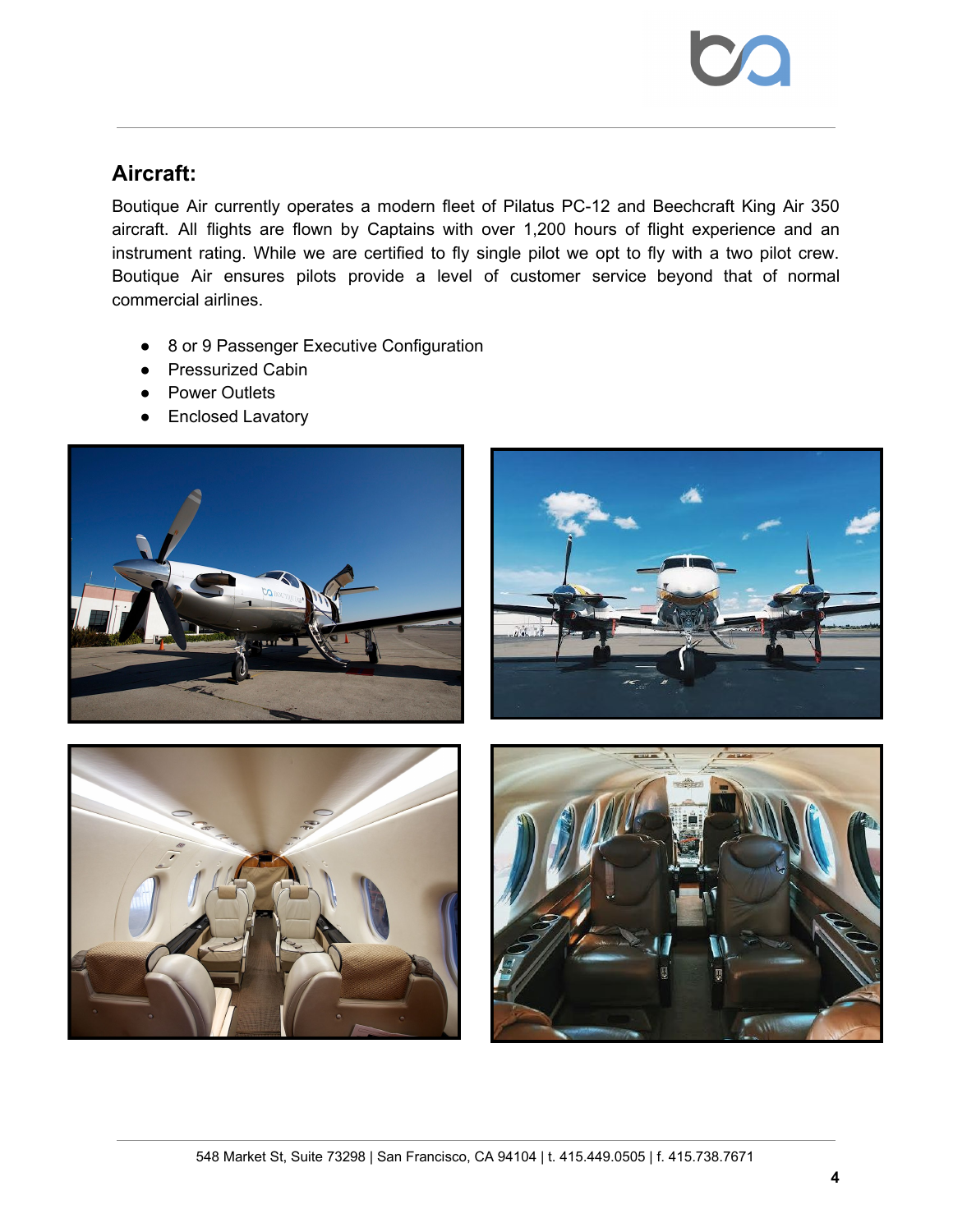## Aircraft:

Boutique Air currently operates a modern fleet of Pilatus PC-12 and Beechcraft King Air 350 aircraft. All flights are flown by Captains with over 1,200 hours of flight experience and an instrument rating. While we are certified to fly single pilot we opt to fly with a two pilot crew. Boutique Air ensures pilots provide a level of customer service beyond that of normal commercial airlines.

- 8 or 9 Passenger Executive Configuration
- Pressurized Cabin
- Power Outlets
- Enclosed Lavatory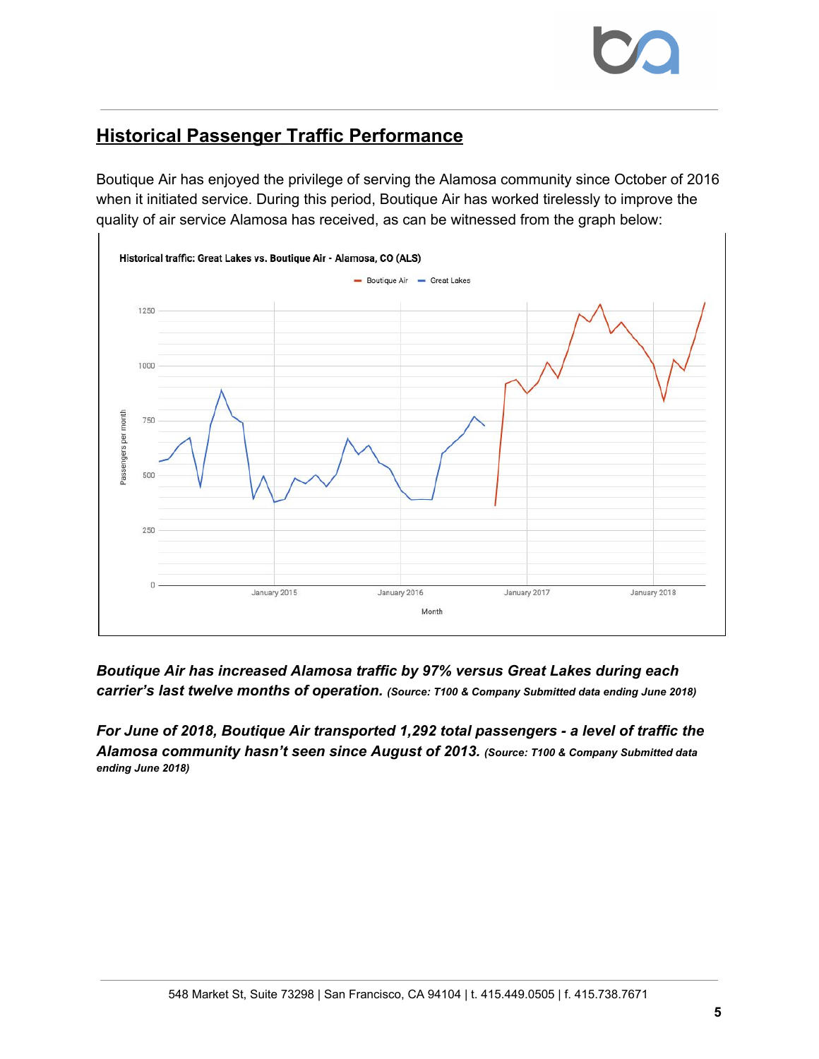## Historical Passenger Traffic Performance

Boutique Air has enjoyed the privilege of serving the Alamosa community since October of 2016 when it initiated service. During this period, Boutique Air has worked tirelessly to improve the quality of air service Alamosa has received, as can be witnessed from the graph below:

***Boutique Air has increased Alamosa traffic by 97% versus Great Lakes during each carrier's last twelve months of operation.*** ***(Source: T100 & Company Submitted data ending June 2018)***

***For June of 2018, Boutique Air transported 1,292 total passengers - a level of traffic the Alamosa community hasn't seen since August of 2013.*** ***(Source: T100 & Company Submitted data ending June 2018)***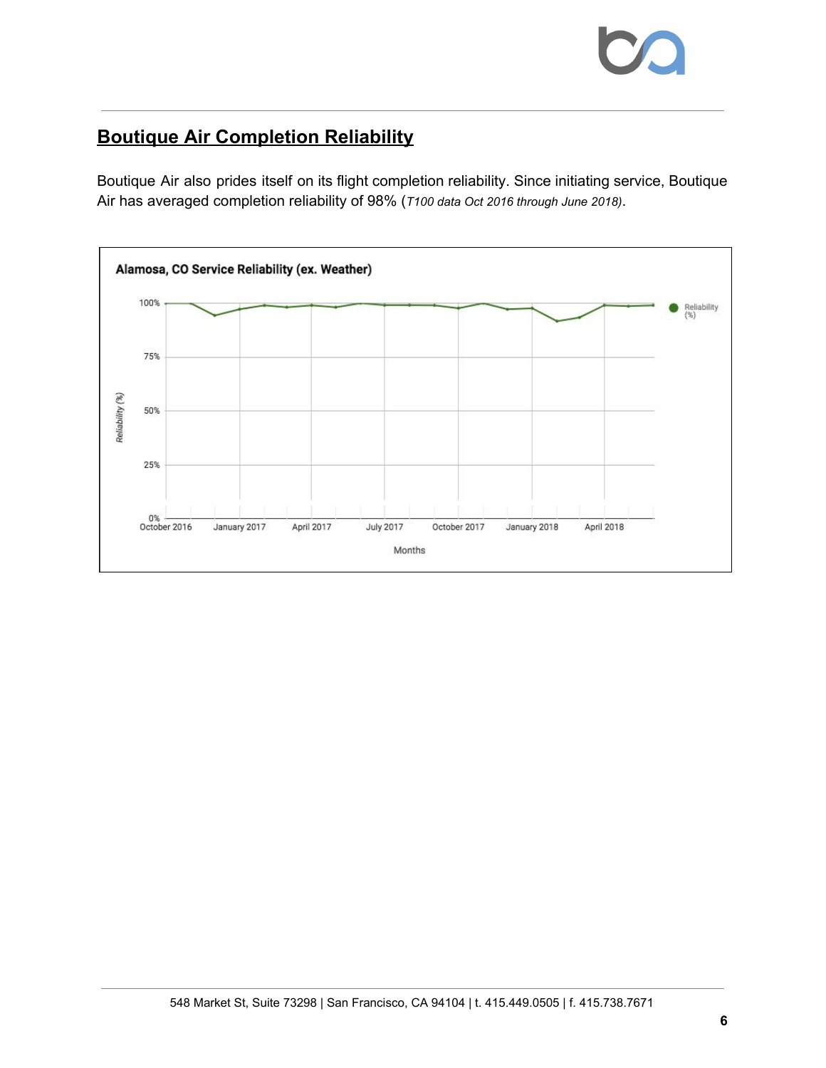## Boutique Air Completion Reliability

Boutique Air also prides itself on its flight completion reliability. Since initiating service, Boutique Air has averaged completion reliability of 98% (*T100 data Oct 2016 through June 2018)*.

**Alamosa, CO Service Reliability (ex. Weather)**

Reliability (%)

100%
75%
50%
25%
0%

October 2016 | January 2017 | April 2017 | July 2017 | October 2017 | January 2018 | April 2018

Months

Reliability (%)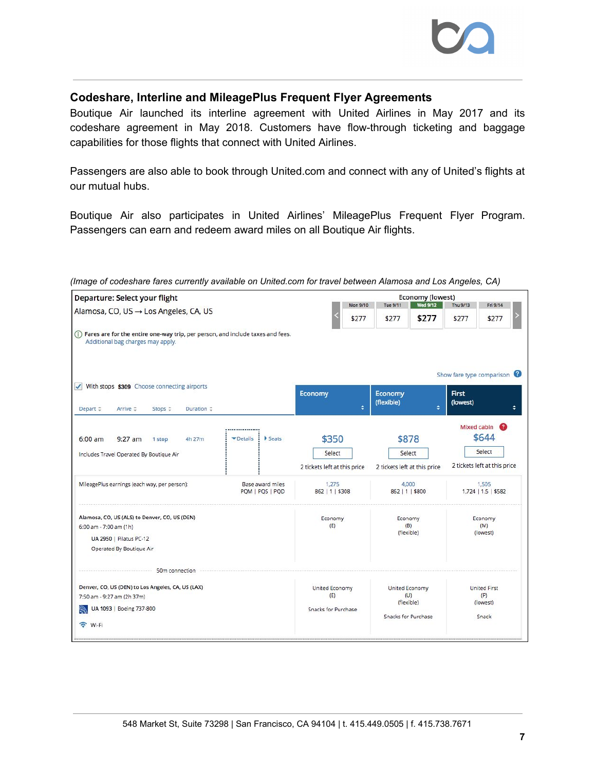### Codeshare, Interline and MileagePlus Frequent Flyer Agreements

Boutique Air launched its interline agreement with United Airlines in May 2017 and its codeshare agreement in May 2018. Customers have flow-through ticketing and baggage capabilities for those flights that connect with United Airlines.

Passengers are also able to book through United.com and connect with any of United's flights at our mutual hubs.

Boutique Air also participates in United Airlines' MileagePlus Frequent Flyer Program. Passengers can earn and redeem award miles on all Boutique Air flights.

*(Image of codeshare fares currently available on United.com for travel between Alamosa and Los Angeles, CA)*

**Departure: Select your flight**

Alamosa, CO, US → Los Angeles, CA, US

Fares are for the entire one-way trip, per person, and include taxes and fees.
Additional bag charges may apply.

Economy (lowest)

| Mon 9/10 | Tue 9/11 | Wed 9/12 | Thu 9/13 | Fri 9/14 |
|---|---|---|---|---|
| $277 | $277 | $277 | $277 | $277 |

Show fare type comparison

With stops $309 Choose connecting airports

| Depart | Arrive | Stops | Duration | | Economy | Economy (flexible) | First (lowest) |
|---|---|---|---|---|---|---|---|
| 6:00 am | 9:27 am | 1 stop | 4h 27m | Details / Seats | $350 | $878 | Mixed cabin $644 |
| Includes Travel Operated By Boutique Air | | | | | Select — 2 tickets left at this price | Select — 2 tickets left at this price | Select — 2 tickets left at this price |
| MileagePlus earnings (each way, per person): | | | | Base award miles PQM \| PQS \| PQD | 1,275 — 862 \| 1 \| $308 | 4,000 — 862 \| 1 \| $800 | 1,505 — 1,724 \| 1.5 \| $582 |
| Alamosa, CO, US (ALS) to Denver, CO, US (DEN) 6:00 am - 7:00 am (1h) UA 2950 \| Pilatus PC-12 Operated By Boutique Air | | | | | Economy (E) | Economy (B) (flexible) | Economy (M) (lowest) |
| 50m connection | | | | | | | |
| Denver, CO, US (DEN) to Los Angeles, CA, US (LAX) 7:50 am - 9:27 am (2h 37m) UA 1093 \| Boeing 737-800 Wi-Fi | | | | | United Economy (E) Snacks for Purchase | United Economy (U) (flexible) Snacks for Purchase | United First (F) (lowest) Snack |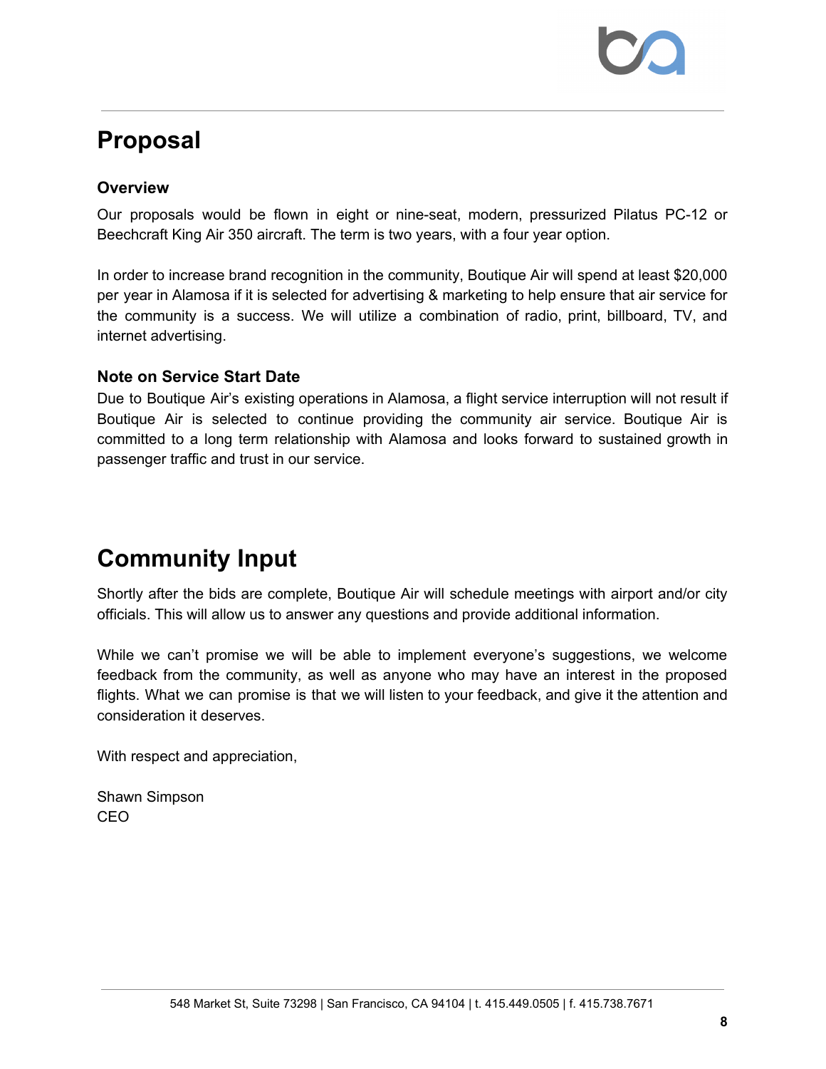# Proposal

### Overview

Our proposals would be flown in eight or nine-seat, modern, pressurized Pilatus PC-12 or Beechcraft King Air 350 aircraft. The term is two years, with a four year option.

In order to increase brand recognition in the community, Boutique Air will spend at least $20,000 per year in Alamosa if it is selected for advertising & marketing to help ensure that air service for the community is a success. We will utilize a combination of radio, print, billboard, TV, and internet advertising.

### Note on Service Start Date

Due to Boutique Air's existing operations in Alamosa, a flight service interruption will not result if Boutique Air is selected to continue providing the community air service. Boutique Air is committed to a long term relationship with Alamosa and looks forward to sustained growth in passenger traffic and trust in our service.

# Community Input

Shortly after the bids are complete, Boutique Air will schedule meetings with airport and/or city officials. This will allow us to answer any questions and provide additional information.

While we can't promise we will be able to implement everyone's suggestions, we welcome feedback from the community, as well as anyone who may have an interest in the proposed flights. What we can promise is that we will listen to your feedback, and give it the attention and consideration it deserves.

With respect and appreciation,

Shawn Simpson
CEO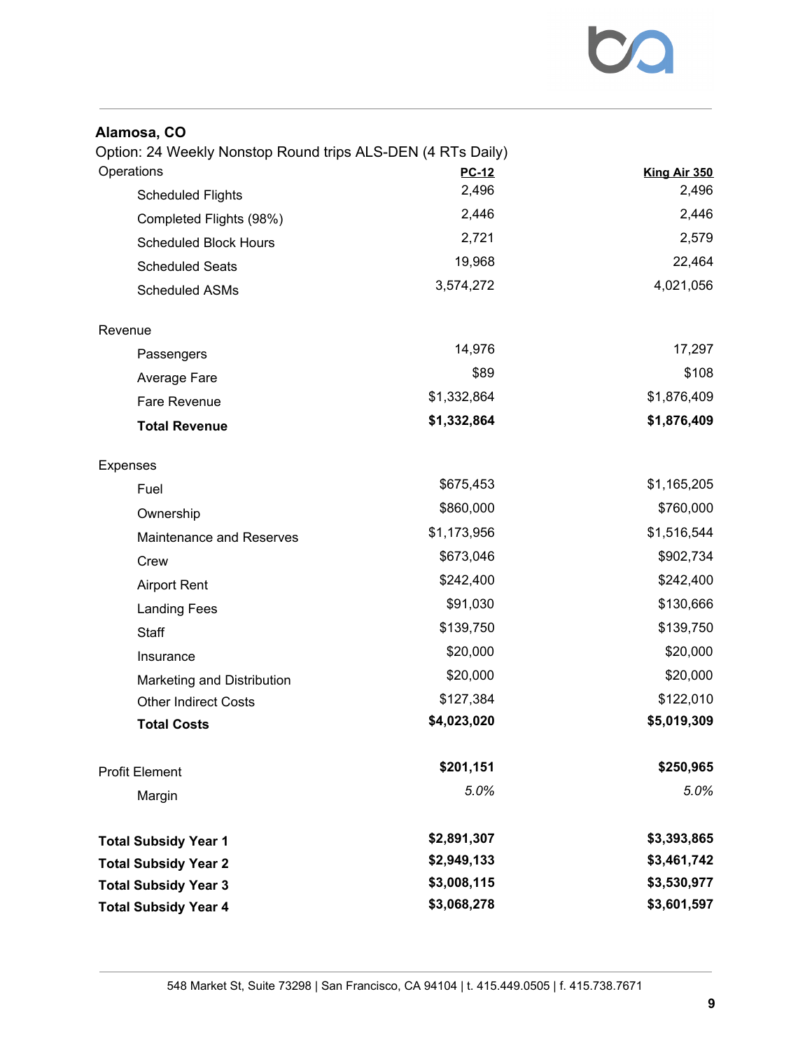## Alamosa, CO

Option: 24 Weekly Nonstop Round trips ALS-DEN (4 RTs Daily)

| | PC-12 | King Air 350 |
|---|---|---|
| **Operations** | | |
| Scheduled Flights | 2,496 | 2,496 |
| Completed Flights (98%) | 2,446 | 2,446 |
| Scheduled Block Hours | 2,721 | 2,579 |
| Scheduled Seats | 19,968 | 22,464 |
| Scheduled ASMs | 3,574,272 | 4,021,056 |
| **Revenue** | | |
| Passengers | 14,976 | 17,297 |
| Average Fare | $89 | $108 |
| Fare Revenue | $1,332,864 | $1,876,409 |
| **Total Revenue** | **$1,332,864** | **$1,876,409** |
| **Expenses** | | |
| Fuel | $675,453 | $1,165,205 |
| Ownership | $860,000 | $760,000 |
| Maintenance and Reserves | $1,173,956 | $1,516,544 |
| Crew | $673,046 | $902,734 |
| Airport Rent | $242,400 | $242,400 |
| Landing Fees | $91,030 | $130,666 |
| Staff | $139,750 | $139,750 |
| Insurance | $20,000 | $20,000 |
| Marketing and Distribution | $20,000 | $20,000 |
| Other Indirect Costs | $127,384 | $122,010 |
| **Total Costs** | **$4,023,020** | **$5,019,309** |
| Profit Element | **$201,151** | **$250,965** |
| Margin | *5.0%* | *5.0%* |
| **Total Subsidy Year 1** | **$2,891,307** | **$3,393,865** |
| **Total Subsidy Year 2** | **$2,949,133** | **$3,461,742** |
| **Total Subsidy Year 3** | **$3,008,115** | **$3,530,977** |
| **Total Subsidy Year 4** | **$3,068,278** | **$3,601,597** |

548 Market St, Suite 73298 | San Francisco, CA 94104 | t. 415.449.0505 | f. 415.738.7671